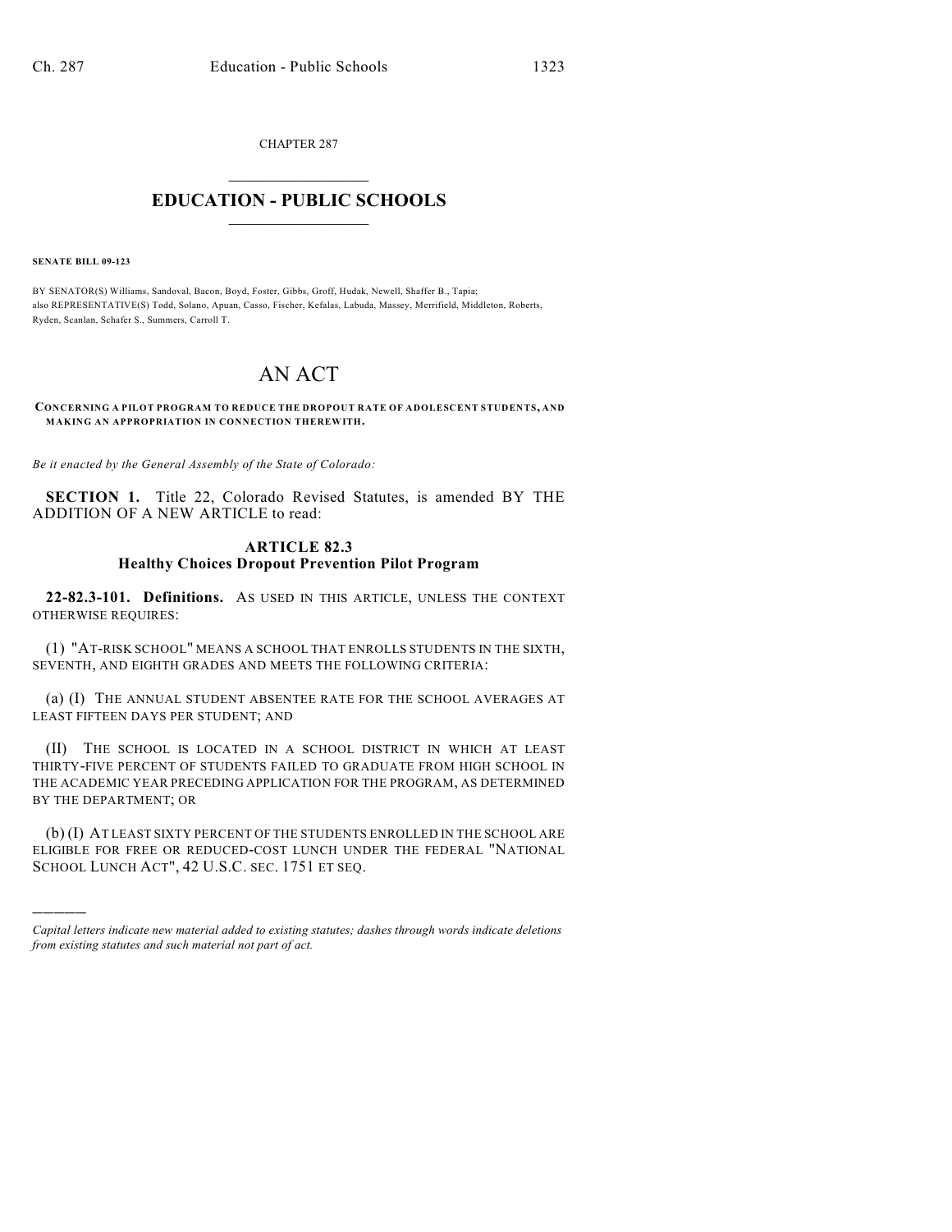CHAPTER 287

# EDUCATION - PUBLIC SCHOOLS

**SENATE BILL 09-123**

BY SENATOR(S) Williams, Sandoval, Bacon, Boyd, Foster, Gibbs, Groff, Hudak, Newell, Shaffer B., Tapia;
also REPRESENTATIVE(S) Todd, Solano, Apuan, Casso, Fischer, Kefalas, Labuda, Massey, Merrifield, Middleton, Roberts, Ryden, Scanlan, Schafer S., Summers, Carroll T.

# AN ACT

**CONCERNING A PILOT PROGRAM TO REDUCE THE DROPOUT RATE OF ADOLESCENT STUDENTS, AND MAKING AN APPROPRIATION IN CONNECTION THEREWITH.**

*Be it enacted by the General Assembly of the State of Colorado:*

**SECTION 1.** Title 22, Colorado Revised Statutes, is amended BY THE ADDITION OF A NEW ARTICLE to read:

### ARTICLE 82.3
### Healthy Choices Dropout Prevention Pilot Program

**22-82.3-101. Definitions.** AS USED IN THIS ARTICLE, UNLESS THE CONTEXT OTHERWISE REQUIRES:

(1) "AT-RISK SCHOOL" MEANS A SCHOOL THAT ENROLLS STUDENTS IN THE SIXTH, SEVENTH, AND EIGHTH GRADES AND MEETS THE FOLLOWING CRITERIA:

(a) (I) THE ANNUAL STUDENT ABSENTEE RATE FOR THE SCHOOL AVERAGES AT LEAST FIFTEEN DAYS PER STUDENT; AND

(II) THE SCHOOL IS LOCATED IN A SCHOOL DISTRICT IN WHICH AT LEAST THIRTY-FIVE PERCENT OF STUDENTS FAILED TO GRADUATE FROM HIGH SCHOOL IN THE ACADEMIC YEAR PRECEDING APPLICATION FOR THE PROGRAM, AS DETERMINED BY THE DEPARTMENT; OR

(b) (I) AT LEAST SIXTY PERCENT OF THE STUDENTS ENROLLED IN THE SCHOOL ARE ELIGIBLE FOR FREE OR REDUCED-COST LUNCH UNDER THE FEDERAL "NATIONAL SCHOOL LUNCH ACT", 42 U.S.C. SEC. 1751 ET SEQ.

---

*Capital letters indicate new material added to existing statutes; dashes through words indicate deletions from existing statutes and such material not part of act.*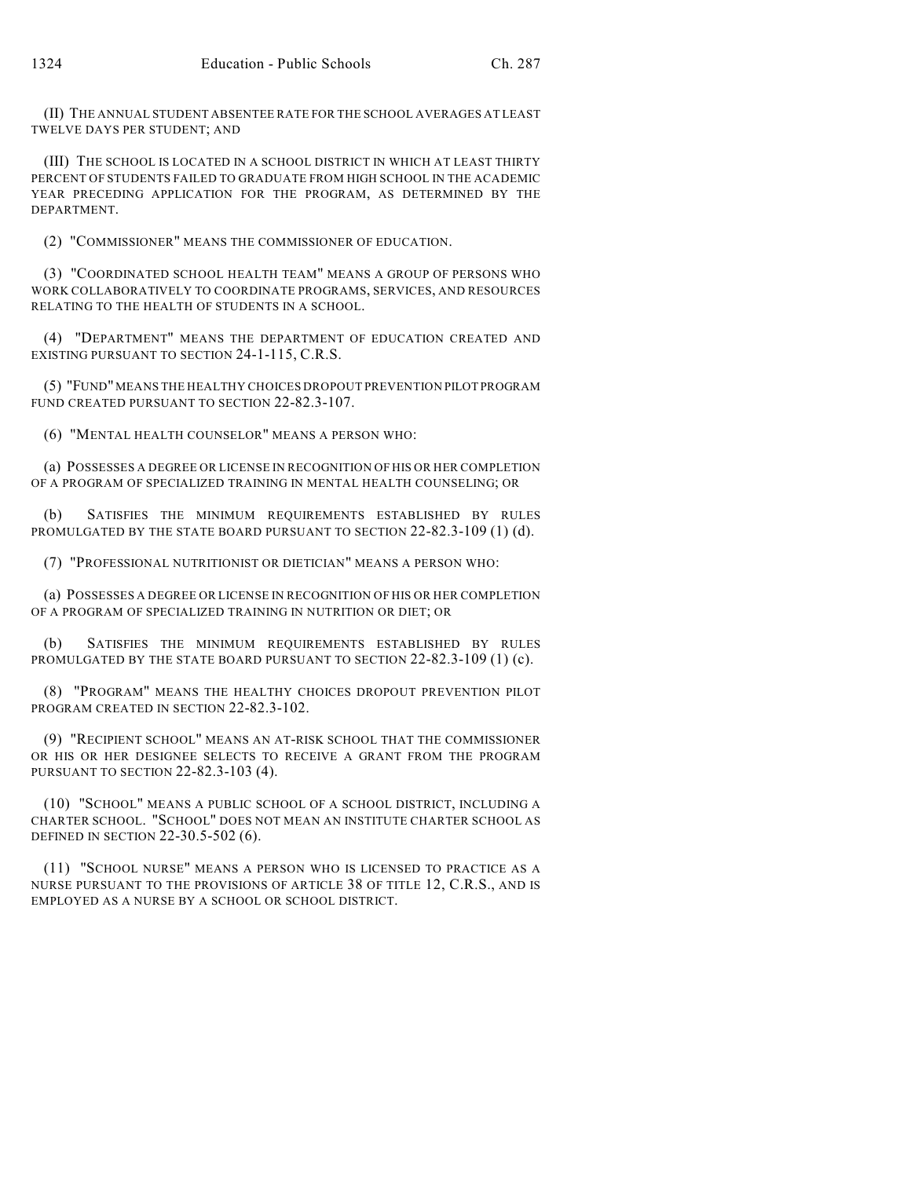(II) THE ANNUAL STUDENT ABSENTEE RATE FOR THE SCHOOL AVERAGES AT LEAST TWELVE DAYS PER STUDENT; AND

(III) THE SCHOOL IS LOCATED IN A SCHOOL DISTRICT IN WHICH AT LEAST THIRTY PERCENT OF STUDENTS FAILED TO GRADUATE FROM HIGH SCHOOL IN THE ACADEMIC YEAR PRECEDING APPLICATION FOR THE PROGRAM, AS DETERMINED BY THE DEPARTMENT.

(2) "COMMISSIONER" MEANS THE COMMISSIONER OF EDUCATION.

(3) "COORDINATED SCHOOL HEALTH TEAM" MEANS A GROUP OF PERSONS WHO WORK COLLABORATIVELY TO COORDINATE PROGRAMS, SERVICES, AND RESOURCES RELATING TO THE HEALTH OF STUDENTS IN A SCHOOL.

(4) "DEPARTMENT" MEANS THE DEPARTMENT OF EDUCATION CREATED AND EXISTING PURSUANT TO SECTION 24-1-115, C.R.S.

(5) "FUND" MEANS THE HEALTHY CHOICES DROPOUT PREVENTION PILOT PROGRAM FUND CREATED PURSUANT TO SECTION 22-82.3-107.

(6) "MENTAL HEALTH COUNSELOR" MEANS A PERSON WHO:

(a) POSSESSES A DEGREE OR LICENSE IN RECOGNITION OF HIS OR HER COMPLETION OF A PROGRAM OF SPECIALIZED TRAINING IN MENTAL HEALTH COUNSELING; OR

(b) SATISFIES THE MINIMUM REQUIREMENTS ESTABLISHED BY RULES PROMULGATED BY THE STATE BOARD PURSUANT TO SECTION 22-82.3-109 (1) (d).

(7) "PROFESSIONAL NUTRITIONIST OR DIETICIAN" MEANS A PERSON WHO:

(a) POSSESSES A DEGREE OR LICENSE IN RECOGNITION OF HIS OR HER COMPLETION OF A PROGRAM OF SPECIALIZED TRAINING IN NUTRITION OR DIET; OR

(b) SATISFIES THE MINIMUM REQUIREMENTS ESTABLISHED BY RULES PROMULGATED BY THE STATE BOARD PURSUANT TO SECTION 22-82.3-109 (1) (c).

(8) "PROGRAM" MEANS THE HEALTHY CHOICES DROPOUT PREVENTION PILOT PROGRAM CREATED IN SECTION 22-82.3-102.

(9) "RECIPIENT SCHOOL" MEANS AN AT-RISK SCHOOL THAT THE COMMISSIONER OR HIS OR HER DESIGNEE SELECTS TO RECEIVE A GRANT FROM THE PROGRAM PURSUANT TO SECTION 22-82.3-103 (4).

(10) "SCHOOL" MEANS A PUBLIC SCHOOL OF A SCHOOL DISTRICT, INCLUDING A CHARTER SCHOOL. "SCHOOL" DOES NOT MEAN AN INSTITUTE CHARTER SCHOOL AS DEFINED IN SECTION 22-30.5-502 (6).

(11) "SCHOOL NURSE" MEANS A PERSON WHO IS LICENSED TO PRACTICE AS A NURSE PURSUANT TO THE PROVISIONS OF ARTICLE 38 OF TITLE 12, C.R.S., AND IS EMPLOYED AS A NURSE BY A SCHOOL OR SCHOOL DISTRICT.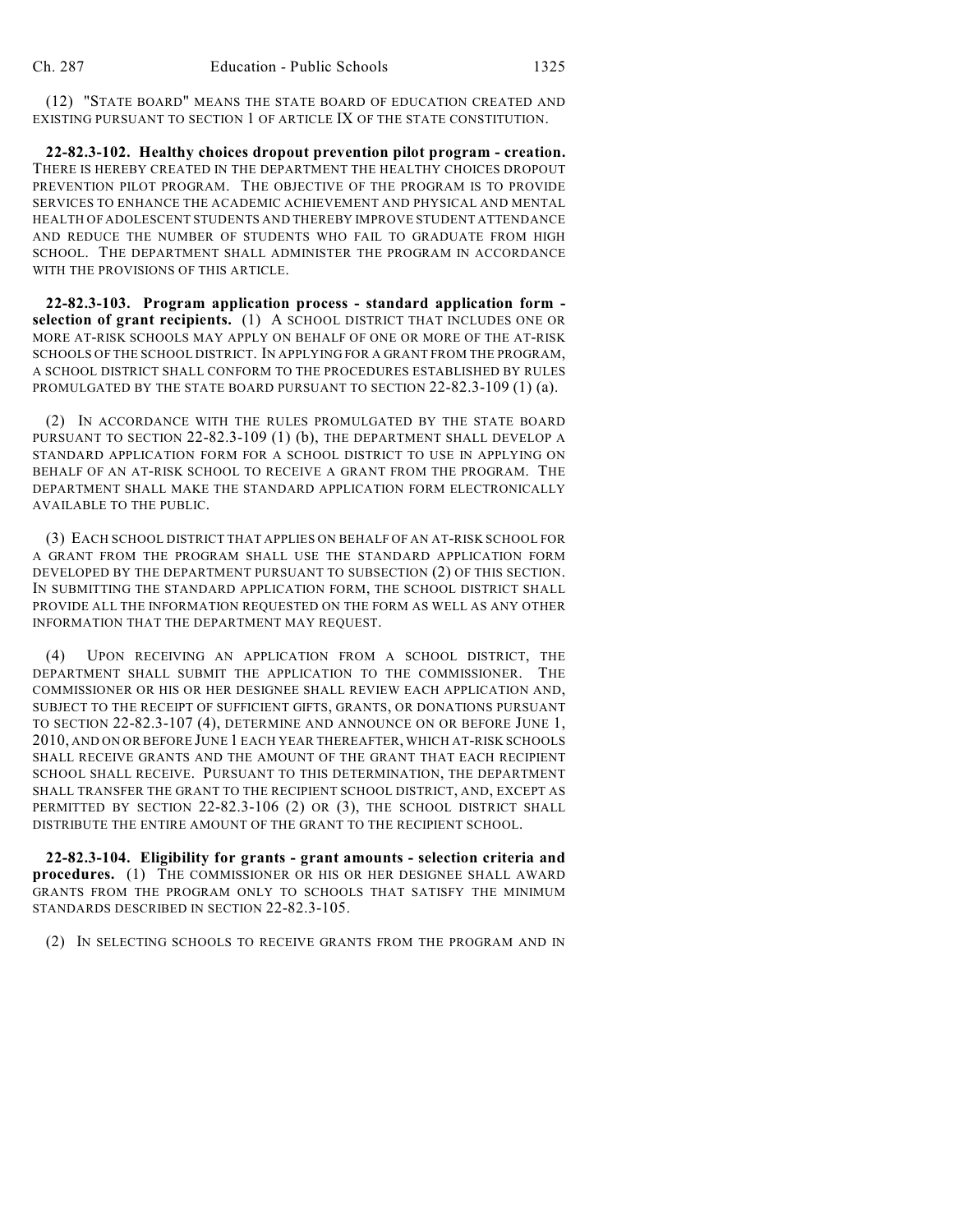(12) "STATE BOARD" MEANS THE STATE BOARD OF EDUCATION CREATED AND EXISTING PURSUANT TO SECTION 1 OF ARTICLE IX OF THE STATE CONSTITUTION.

**22-82.3-102. Healthy choices dropout prevention pilot program - creation.** THERE IS HEREBY CREATED IN THE DEPARTMENT THE HEALTHY CHOICES DROPOUT PREVENTION PILOT PROGRAM. THE OBJECTIVE OF THE PROGRAM IS TO PROVIDE SERVICES TO ENHANCE THE ACADEMIC ACHIEVEMENT AND PHYSICAL AND MENTAL HEALTH OF ADOLESCENT STUDENTS AND THEREBY IMPROVE STUDENT ATTENDANCE AND REDUCE THE NUMBER OF STUDENTS WHO FAIL TO GRADUATE FROM HIGH SCHOOL. THE DEPARTMENT SHALL ADMINISTER THE PROGRAM IN ACCORDANCE WITH THE PROVISIONS OF THIS ARTICLE.

**22-82.3-103. Program application process - standard application form - selection of grant recipients.** (1) A SCHOOL DISTRICT THAT INCLUDES ONE OR MORE AT-RISK SCHOOLS MAY APPLY ON BEHALF OF ONE OR MORE OF THE AT-RISK SCHOOLS OF THE SCHOOL DISTRICT. IN APPLYING FOR A GRANT FROM THE PROGRAM, A SCHOOL DISTRICT SHALL CONFORM TO THE PROCEDURES ESTABLISHED BY RULES PROMULGATED BY THE STATE BOARD PURSUANT TO SECTION 22-82.3-109 (1) (a).

(2) IN ACCORDANCE WITH THE RULES PROMULGATED BY THE STATE BOARD PURSUANT TO SECTION 22-82.3-109 (1) (b), THE DEPARTMENT SHALL DEVELOP A STANDARD APPLICATION FORM FOR A SCHOOL DISTRICT TO USE IN APPLYING ON BEHALF OF AN AT-RISK SCHOOL TO RECEIVE A GRANT FROM THE PROGRAM. THE DEPARTMENT SHALL MAKE THE STANDARD APPLICATION FORM ELECTRONICALLY AVAILABLE TO THE PUBLIC.

(3) EACH SCHOOL DISTRICT THAT APPLIES ON BEHALF OF AN AT-RISK SCHOOL FOR A GRANT FROM THE PROGRAM SHALL USE THE STANDARD APPLICATION FORM DEVELOPED BY THE DEPARTMENT PURSUANT TO SUBSECTION (2) OF THIS SECTION. IN SUBMITTING THE STANDARD APPLICATION FORM, THE SCHOOL DISTRICT SHALL PROVIDE ALL THE INFORMATION REQUESTED ON THE FORM AS WELL AS ANY OTHER INFORMATION THAT THE DEPARTMENT MAY REQUEST.

(4) UPON RECEIVING AN APPLICATION FROM A SCHOOL DISTRICT, THE DEPARTMENT SHALL SUBMIT THE APPLICATION TO THE COMMISSIONER. THE COMMISSIONER OR HIS OR HER DESIGNEE SHALL REVIEW EACH APPLICATION AND, SUBJECT TO THE RECEIPT OF SUFFICIENT GIFTS, GRANTS, OR DONATIONS PURSUANT TO SECTION 22-82.3-107 (4), DETERMINE AND ANNOUNCE ON OR BEFORE JUNE 1, 2010, AND ON OR BEFORE JUNE 1 EACH YEAR THEREAFTER, WHICH AT-RISK SCHOOLS SHALL RECEIVE GRANTS AND THE AMOUNT OF THE GRANT THAT EACH RECIPIENT SCHOOL SHALL RECEIVE. PURSUANT TO THIS DETERMINATION, THE DEPARTMENT SHALL TRANSFER THE GRANT TO THE RECIPIENT SCHOOL DISTRICT, AND, EXCEPT AS PERMITTED BY SECTION 22-82.3-106 (2) OR (3), THE SCHOOL DISTRICT SHALL DISTRIBUTE THE ENTIRE AMOUNT OF THE GRANT TO THE RECIPIENT SCHOOL.

**22-82.3-104. Eligibility for grants - grant amounts - selection criteria and procedures.** (1) THE COMMISSIONER OR HIS OR HER DESIGNEE SHALL AWARD GRANTS FROM THE PROGRAM ONLY TO SCHOOLS THAT SATISFY THE MINIMUM STANDARDS DESCRIBED IN SECTION 22-82.3-105.

(2) IN SELECTING SCHOOLS TO RECEIVE GRANTS FROM THE PROGRAM AND IN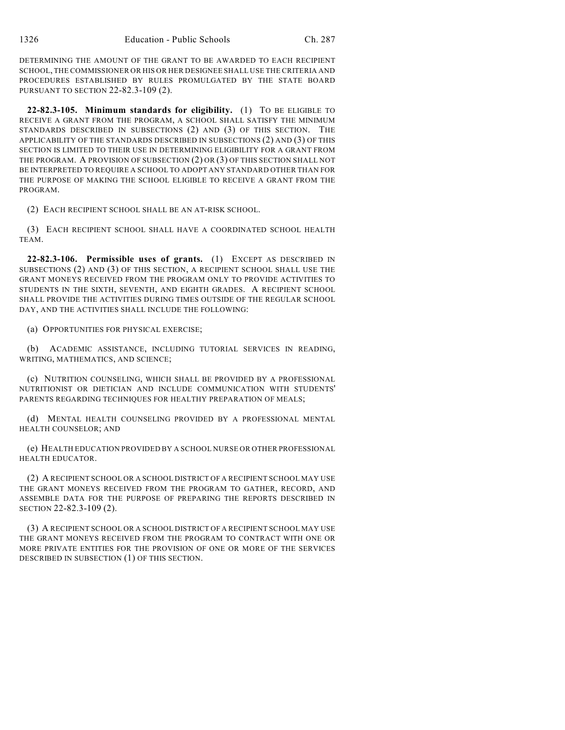DETERMINING THE AMOUNT OF THE GRANT TO BE AWARDED TO EACH RECIPIENT SCHOOL, THE COMMISSIONER OR HIS OR HER DESIGNEE SHALL USE THE CRITERIA AND PROCEDURES ESTABLISHED BY RULES PROMULGATED BY THE STATE BOARD PURSUANT TO SECTION 22-82.3-109 (2).

**22-82.3-105. Minimum standards for eligibility.** (1) TO BE ELIGIBLE TO RECEIVE A GRANT FROM THE PROGRAM, A SCHOOL SHALL SATISFY THE MINIMUM STANDARDS DESCRIBED IN SUBSECTIONS (2) AND (3) OF THIS SECTION. THE APPLICABILITY OF THE STANDARDS DESCRIBED IN SUBSECTIONS (2) AND (3) OF THIS SECTION IS LIMITED TO THEIR USE IN DETERMINING ELIGIBILITY FOR A GRANT FROM THE PROGRAM. A PROVISION OF SUBSECTION (2) OR (3) OF THIS SECTION SHALL NOT BE INTERPRETED TO REQUIRE A SCHOOL TO ADOPT ANY STANDARD OTHER THAN FOR THE PURPOSE OF MAKING THE SCHOOL ELIGIBLE TO RECEIVE A GRANT FROM THE PROGRAM.

(2) EACH RECIPIENT SCHOOL SHALL BE AN AT-RISK SCHOOL.

(3) EACH RECIPIENT SCHOOL SHALL HAVE A COORDINATED SCHOOL HEALTH TEAM.

**22-82.3-106. Permissible uses of grants.** (1) EXCEPT AS DESCRIBED IN SUBSECTIONS (2) AND (3) OF THIS SECTION, A RECIPIENT SCHOOL SHALL USE THE GRANT MONEYS RECEIVED FROM THE PROGRAM ONLY TO PROVIDE ACTIVITIES TO STUDENTS IN THE SIXTH, SEVENTH, AND EIGHTH GRADES. A RECIPIENT SCHOOL SHALL PROVIDE THE ACTIVITIES DURING TIMES OUTSIDE OF THE REGULAR SCHOOL DAY, AND THE ACTIVITIES SHALL INCLUDE THE FOLLOWING:

(a) OPPORTUNITIES FOR PHYSICAL EXERCISE;

(b) ACADEMIC ASSISTANCE, INCLUDING TUTORIAL SERVICES IN READING, WRITING, MATHEMATICS, AND SCIENCE;

(c) NUTRITION COUNSELING, WHICH SHALL BE PROVIDED BY A PROFESSIONAL NUTRITIONIST OR DIETICIAN AND INCLUDE COMMUNICATION WITH STUDENTS' PARENTS REGARDING TECHNIQUES FOR HEALTHY PREPARATION OF MEALS;

(d) MENTAL HEALTH COUNSELING PROVIDED BY A PROFESSIONAL MENTAL HEALTH COUNSELOR; AND

(e) HEALTH EDUCATION PROVIDED BY A SCHOOL NURSE OR OTHER PROFESSIONAL HEALTH EDUCATOR.

(2) A RECIPIENT SCHOOL OR A SCHOOL DISTRICT OF A RECIPIENT SCHOOL MAY USE THE GRANT MONEYS RECEIVED FROM THE PROGRAM TO GATHER, RECORD, AND ASSEMBLE DATA FOR THE PURPOSE OF PREPARING THE REPORTS DESCRIBED IN SECTION 22-82.3-109 (2).

(3) A RECIPIENT SCHOOL OR A SCHOOL DISTRICT OF A RECIPIENT SCHOOL MAY USE THE GRANT MONEYS RECEIVED FROM THE PROGRAM TO CONTRACT WITH ONE OR MORE PRIVATE ENTITIES FOR THE PROVISION OF ONE OR MORE OF THE SERVICES DESCRIBED IN SUBSECTION (1) OF THIS SECTION.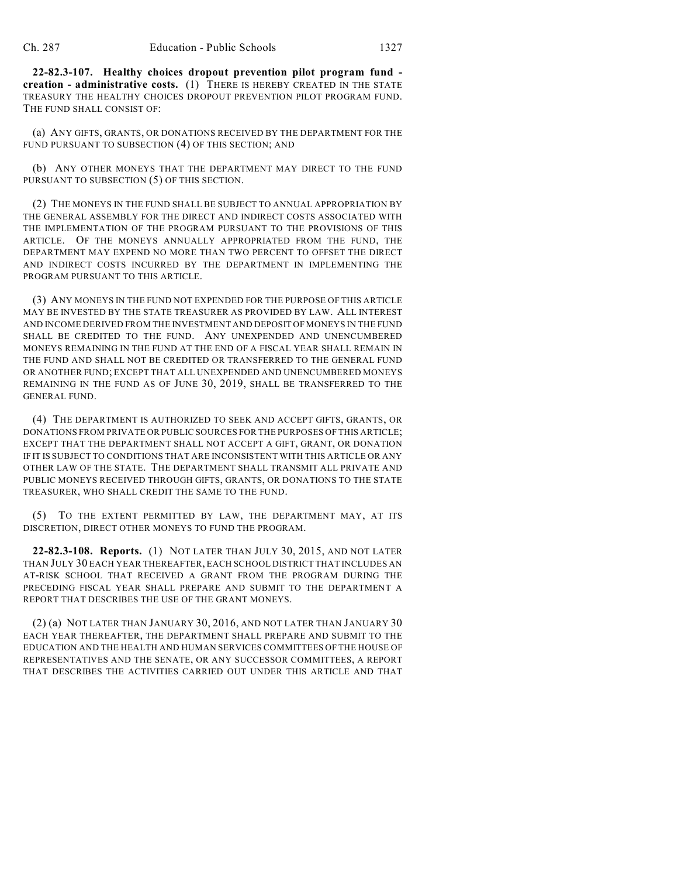**22-82.3-107. Healthy choices dropout prevention pilot program fund - creation - administrative costs.** (1) THERE IS HEREBY CREATED IN THE STATE TREASURY THE HEALTHY CHOICES DROPOUT PREVENTION PILOT PROGRAM FUND. THE FUND SHALL CONSIST OF:

(a) ANY GIFTS, GRANTS, OR DONATIONS RECEIVED BY THE DEPARTMENT FOR THE FUND PURSUANT TO SUBSECTION (4) OF THIS SECTION; AND

(b) ANY OTHER MONEYS THAT THE DEPARTMENT MAY DIRECT TO THE FUND PURSUANT TO SUBSECTION (5) OF THIS SECTION.

(2) THE MONEYS IN THE FUND SHALL BE SUBJECT TO ANNUAL APPROPRIATION BY THE GENERAL ASSEMBLY FOR THE DIRECT AND INDIRECT COSTS ASSOCIATED WITH THE IMPLEMENTATION OF THE PROGRAM PURSUANT TO THE PROVISIONS OF THIS ARTICLE. OF THE MONEYS ANNUALLY APPROPRIATED FROM THE FUND, THE DEPARTMENT MAY EXPEND NO MORE THAN TWO PERCENT TO OFFSET THE DIRECT AND INDIRECT COSTS INCURRED BY THE DEPARTMENT IN IMPLEMENTING THE PROGRAM PURSUANT TO THIS ARTICLE.

(3) ANY MONEYS IN THE FUND NOT EXPENDED FOR THE PURPOSE OF THIS ARTICLE MAY BE INVESTED BY THE STATE TREASURER AS PROVIDED BY LAW. ALL INTEREST AND INCOME DERIVED FROM THE INVESTMENT AND DEPOSIT OF MONEYS IN THE FUND SHALL BE CREDITED TO THE FUND. ANY UNEXPENDED AND UNENCUMBERED MONEYS REMAINING IN THE FUND AT THE END OF A FISCAL YEAR SHALL REMAIN IN THE FUND AND SHALL NOT BE CREDITED OR TRANSFERRED TO THE GENERAL FUND OR ANOTHER FUND; EXCEPT THAT ALL UNEXPENDED AND UNENCUMBERED MONEYS REMAINING IN THE FUND AS OF JUNE 30, 2019, SHALL BE TRANSFERRED TO THE GENERAL FUND.

(4) THE DEPARTMENT IS AUTHORIZED TO SEEK AND ACCEPT GIFTS, GRANTS, OR DONATIONS FROM PRIVATE OR PUBLIC SOURCES FOR THE PURPOSES OF THIS ARTICLE; EXCEPT THAT THE DEPARTMENT SHALL NOT ACCEPT A GIFT, GRANT, OR DONATION IF IT IS SUBJECT TO CONDITIONS THAT ARE INCONSISTENT WITH THIS ARTICLE OR ANY OTHER LAW OF THE STATE. THE DEPARTMENT SHALL TRANSMIT ALL PRIVATE AND PUBLIC MONEYS RECEIVED THROUGH GIFTS, GRANTS, OR DONATIONS TO THE STATE TREASURER, WHO SHALL CREDIT THE SAME TO THE FUND.

(5) TO THE EXTENT PERMITTED BY LAW, THE DEPARTMENT MAY, AT ITS DISCRETION, DIRECT OTHER MONEYS TO FUND THE PROGRAM.

**22-82.3-108. Reports.** (1) NOT LATER THAN JULY 30, 2015, AND NOT LATER THAN JULY 30 EACH YEAR THEREAFTER, EACH SCHOOL DISTRICT THAT INCLUDES AN AT-RISK SCHOOL THAT RECEIVED A GRANT FROM THE PROGRAM DURING THE PRECEDING FISCAL YEAR SHALL PREPARE AND SUBMIT TO THE DEPARTMENT A REPORT THAT DESCRIBES THE USE OF THE GRANT MONEYS.

(2) (a) NOT LATER THAN JANUARY 30, 2016, AND NOT LATER THAN JANUARY 30 EACH YEAR THEREAFTER, THE DEPARTMENT SHALL PREPARE AND SUBMIT TO THE EDUCATION AND THE HEALTH AND HUMAN SERVICES COMMITTEES OF THE HOUSE OF REPRESENTATIVES AND THE SENATE, OR ANY SUCCESSOR COMMITTEES, A REPORT THAT DESCRIBES THE ACTIVITIES CARRIED OUT UNDER THIS ARTICLE AND THAT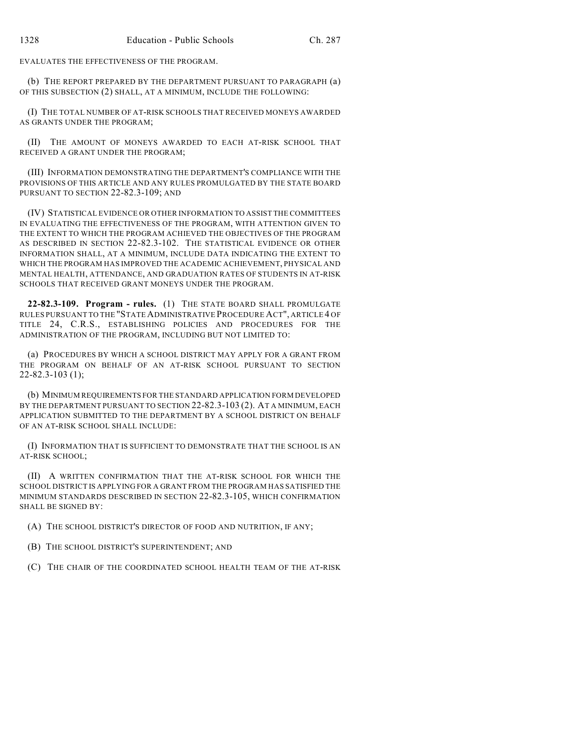EVALUATES THE EFFECTIVENESS OF THE PROGRAM.

(b) THE REPORT PREPARED BY THE DEPARTMENT PURSUANT TO PARAGRAPH (a) OF THIS SUBSECTION (2) SHALL, AT A MINIMUM, INCLUDE THE FOLLOWING:

(I) THE TOTAL NUMBER OF AT-RISK SCHOOLS THAT RECEIVED MONEYS AWARDED AS GRANTS UNDER THE PROGRAM;

(II) THE AMOUNT OF MONEYS AWARDED TO EACH AT-RISK SCHOOL THAT RECEIVED A GRANT UNDER THE PROGRAM;

(III) INFORMATION DEMONSTRATING THE DEPARTMENT'S COMPLIANCE WITH THE PROVISIONS OF THIS ARTICLE AND ANY RULES PROMULGATED BY THE STATE BOARD PURSUANT TO SECTION 22-82.3-109; AND

(IV) STATISTICAL EVIDENCE OR OTHER INFORMATION TO ASSIST THE COMMITTEES IN EVALUATING THE EFFECTIVENESS OF THE PROGRAM, WITH ATTENTION GIVEN TO THE EXTENT TO WHICH THE PROGRAM ACHIEVED THE OBJECTIVES OF THE PROGRAM AS DESCRIBED IN SECTION 22-82.3-102. THE STATISTICAL EVIDENCE OR OTHER INFORMATION SHALL, AT A MINIMUM, INCLUDE DATA INDICATING THE EXTENT TO WHICH THE PROGRAM HAS IMPROVED THE ACADEMIC ACHIEVEMENT, PHYSICAL AND MENTAL HEALTH, ATTENDANCE, AND GRADUATION RATES OF STUDENTS IN AT-RISK SCHOOLS THAT RECEIVED GRANT MONEYS UNDER THE PROGRAM.

**22-82.3-109. Program - rules.** (1) THE STATE BOARD SHALL PROMULGATE RULES PURSUANT TO THE "STATE ADMINISTRATIVE PROCEDURE ACT", ARTICLE 4 OF TITLE 24, C.R.S., ESTABLISHING POLICIES AND PROCEDURES FOR THE ADMINISTRATION OF THE PROGRAM, INCLUDING BUT NOT LIMITED TO:

(a) PROCEDURES BY WHICH A SCHOOL DISTRICT MAY APPLY FOR A GRANT FROM THE PROGRAM ON BEHALF OF AN AT-RISK SCHOOL PURSUANT TO SECTION 22-82.3-103 (1);

(b) MINIMUM REQUIREMENTS FOR THE STANDARD APPLICATION FORM DEVELOPED BY THE DEPARTMENT PURSUANT TO SECTION 22-82.3-103 (2). AT A MINIMUM, EACH APPLICATION SUBMITTED TO THE DEPARTMENT BY A SCHOOL DISTRICT ON BEHALF OF AN AT-RISK SCHOOL SHALL INCLUDE:

(I) INFORMATION THAT IS SUFFICIENT TO DEMONSTRATE THAT THE SCHOOL IS AN AT-RISK SCHOOL;

(II) A WRITTEN CONFIRMATION THAT THE AT-RISK SCHOOL FOR WHICH THE SCHOOL DISTRICT IS APPLYING FOR A GRANT FROM THE PROGRAM HAS SATISFIED THE MINIMUM STANDARDS DESCRIBED IN SECTION 22-82.3-105, WHICH CONFIRMATION SHALL BE SIGNED BY:

(A) THE SCHOOL DISTRICT'S DIRECTOR OF FOOD AND NUTRITION, IF ANY;

(B) THE SCHOOL DISTRICT'S SUPERINTENDENT; AND

(C) THE CHAIR OF THE COORDINATED SCHOOL HEALTH TEAM OF THE AT-RISK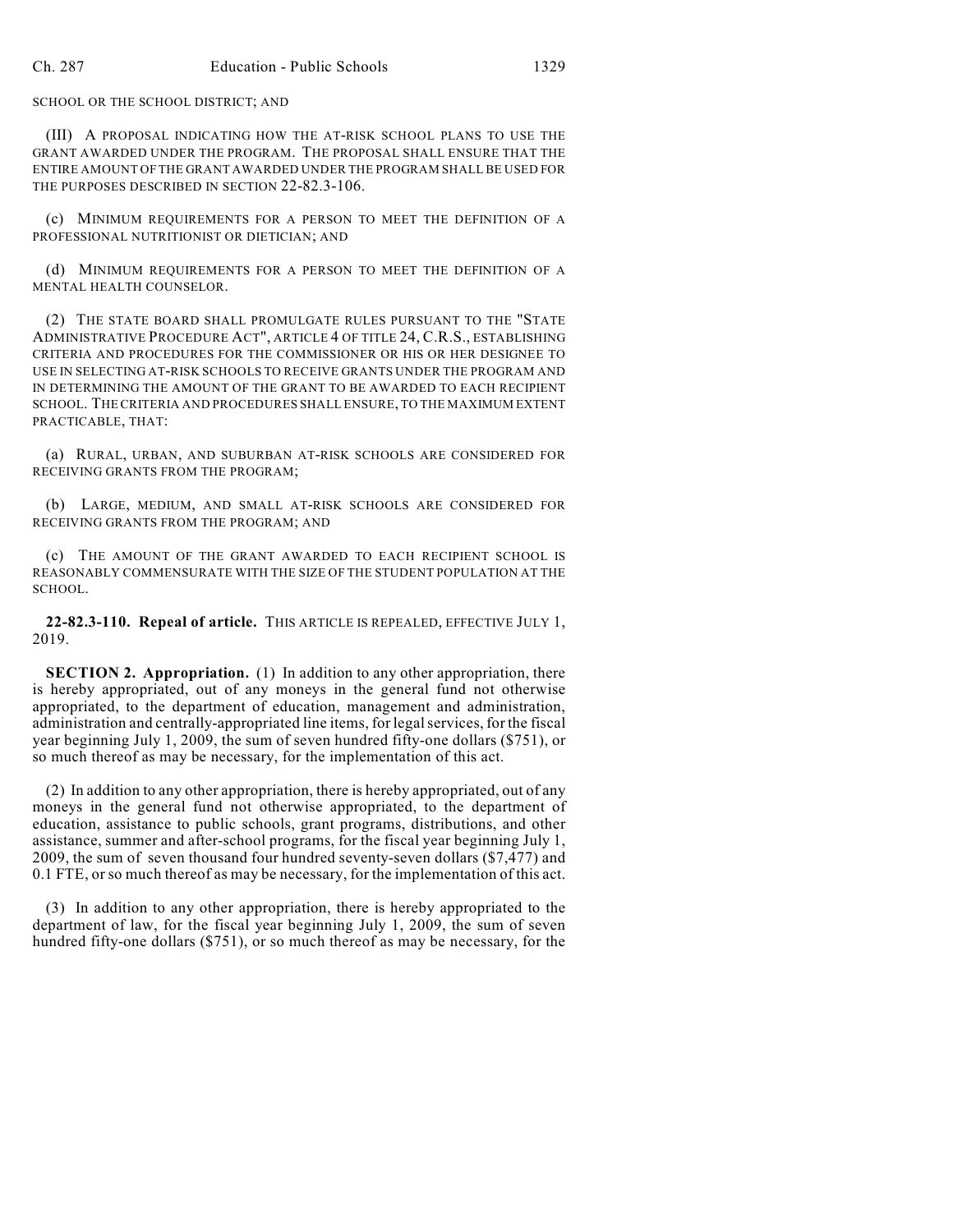SCHOOL OR THE SCHOOL DISTRICT; AND

(III) A PROPOSAL INDICATING HOW THE AT-RISK SCHOOL PLANS TO USE THE GRANT AWARDED UNDER THE PROGRAM. THE PROPOSAL SHALL ENSURE THAT THE ENTIRE AMOUNT OF THE GRANT AWARDED UNDER THE PROGRAM SHALL BE USED FOR THE PURPOSES DESCRIBED IN SECTION 22-82.3-106.

(c) MINIMUM REQUIREMENTS FOR A PERSON TO MEET THE DEFINITION OF A PROFESSIONAL NUTRITIONIST OR DIETICIAN; AND

(d) MINIMUM REQUIREMENTS FOR A PERSON TO MEET THE DEFINITION OF A MENTAL HEALTH COUNSELOR.

(2) THE STATE BOARD SHALL PROMULGATE RULES PURSUANT TO THE "STATE ADMINISTRATIVE PROCEDURE ACT", ARTICLE 4 OF TITLE 24, C.R.S., ESTABLISHING CRITERIA AND PROCEDURES FOR THE COMMISSIONER OR HIS OR HER DESIGNEE TO USE IN SELECTING AT-RISK SCHOOLS TO RECEIVE GRANTS UNDER THE PROGRAM AND IN DETERMINING THE AMOUNT OF THE GRANT TO BE AWARDED TO EACH RECIPIENT SCHOOL. THE CRITERIA AND PROCEDURES SHALL ENSURE, TO THE MAXIMUM EXTENT PRACTICABLE, THAT:

(a) RURAL, URBAN, AND SUBURBAN AT-RISK SCHOOLS ARE CONSIDERED FOR RECEIVING GRANTS FROM THE PROGRAM;

(b) LARGE, MEDIUM, AND SMALL AT-RISK SCHOOLS ARE CONSIDERED FOR RECEIVING GRANTS FROM THE PROGRAM; AND

(c) THE AMOUNT OF THE GRANT AWARDED TO EACH RECIPIENT SCHOOL IS REASONABLY COMMENSURATE WITH THE SIZE OF THE STUDENT POPULATION AT THE SCHOOL.

**22-82.3-110. Repeal of article.** THIS ARTICLE IS REPEALED, EFFECTIVE JULY 1, 2019.

**SECTION 2. Appropriation.** (1) In addition to any other appropriation, there is hereby appropriated, out of any moneys in the general fund not otherwise appropriated, to the department of education, management and administration, administration and centrally-appropriated line items, for legal services, for the fiscal year beginning July 1, 2009, the sum of seven hundred fifty-one dollars ($751), or so much thereof as may be necessary, for the implementation of this act.

(2) In addition to any other appropriation, there is hereby appropriated, out of any moneys in the general fund not otherwise appropriated, to the department of education, assistance to public schools, grant programs, distributions, and other assistance, summer and after-school programs, for the fiscal year beginning July 1, 2009, the sum of seven thousand four hundred seventy-seven dollars ($7,477) and 0.1 FTE, or so much thereof as may be necessary, for the implementation of this act.

(3) In addition to any other appropriation, there is hereby appropriated to the department of law, for the fiscal year beginning July 1, 2009, the sum of seven hundred fifty-one dollars ($751), or so much thereof as may be necessary, for the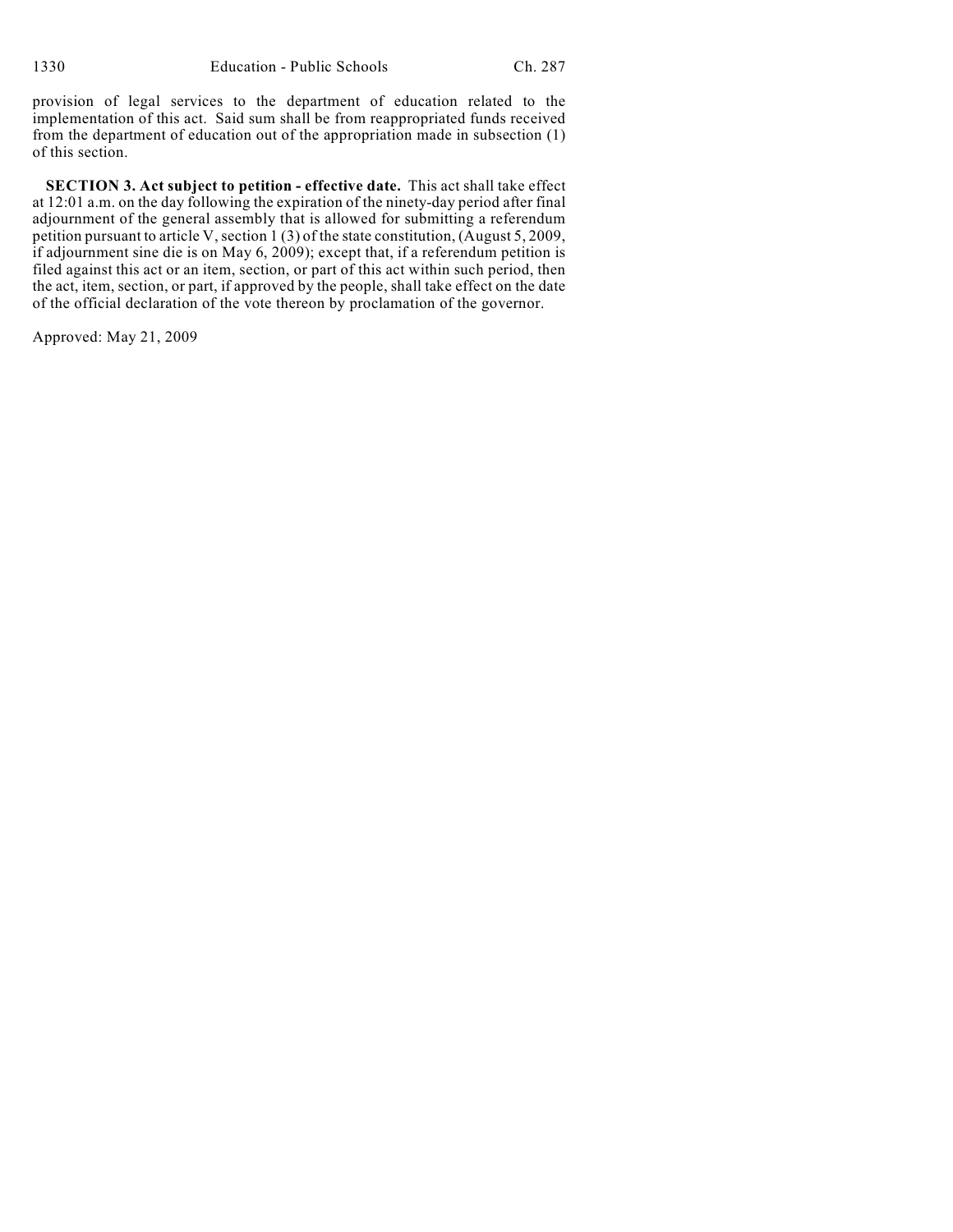provision of legal services to the department of education related to the implementation of this act. Said sum shall be from reappropriated funds received from the department of education out of the appropriation made in subsection (1) of this section.

**SECTION 3. Act subject to petition - effective date.** This act shall take effect at 12:01 a.m. on the day following the expiration of the ninety-day period after final adjournment of the general assembly that is allowed for submitting a referendum petition pursuant to article V, section 1 (3) of the state constitution, (August 5, 2009, if adjournment sine die is on May 6, 2009); except that, if a referendum petition is filed against this act or an item, section, or part of this act within such period, then the act, item, section, or part, if approved by the people, shall take effect on the date of the official declaration of the vote thereon by proclamation of the governor.

Approved: May 21, 2009